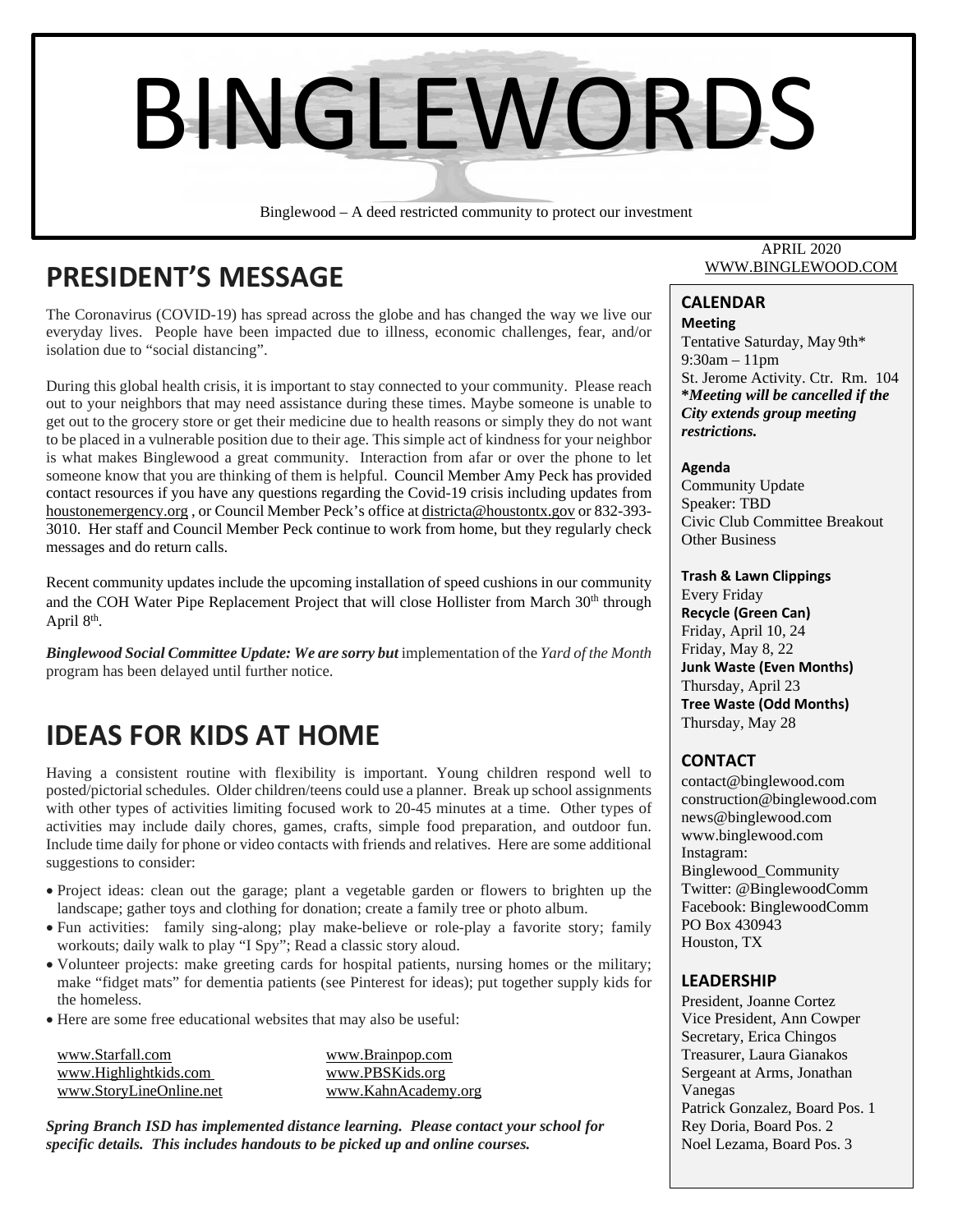# BINGLEWORDS

Binglewood – A deed restricted community to protect our investment

APRIL 2020
WWW.BINGLEWOOD.COM

## PRESIDENT'S MESSAGE

The Coronavirus (COVID-19) has spread across the globe and has changed the way we live our everyday lives. People have been impacted due to illness, economic challenges, fear, and/or isolation due to "social distancing".

During this global health crisis, it is important to stay connected to your community. Please reach out to your neighbors that may need assistance during these times. Maybe someone is unable to get out to the grocery store or get their medicine due to health reasons or simply they do not want to be placed in a vulnerable position due to their age. This simple act of kindness for your neighbor is what makes Binglewood a great community. Interaction from afar or over the phone to let someone know that you are thinking of them is helpful. Council Member Amy Peck has provided contact resources if you have any questions regarding the Covid-19 crisis including updates from houstonemergency.org , or Council Member Peck's office at districta@houstontx.gov or 832-393-3010. Her staff and Council Member Peck continue to work from home, but they regularly check messages and do return calls.

Recent community updates include the upcoming installation of speed cushions in our community and the COH Water Pipe Replacement Project that will close Hollister from March 30th through April 8th.

***Binglewood Social Committee Update: We are sorry but*** implementation of the *Yard of the Month* program has been delayed until further notice.

## IDEAS FOR KIDS AT HOME

Having a consistent routine with flexibility is important. Young children respond well to posted/pictorial schedules. Older children/teens could use a planner. Break up school assignments with other types of activities limiting focused work to 20-45 minutes at a time. Other types of activities may include daily chores, games, crafts, simple food preparation, and outdoor fun. Include time daily for phone or video contacts with friends and relatives. Here are some additional suggestions to consider:

- Project ideas: clean out the garage; plant a vegetable garden or flowers to brighten up the landscape; gather toys and clothing for donation; create a family tree or photo album.
- Fun activities: family sing-along; play make-believe or role-play a favorite story; family workouts; daily walk to play "I Spy"; Read a classic story aloud.
- Volunteer projects: make greeting cards for hospital patients, nursing homes or the military; make "fidget mats" for dementia patients (see Pinterest for ideas); put together supply kids for the homeless.
- Here are some free educational websites that may also be useful:

www.Starfall.com
www.Highlightkids.com
www.StoryLineOnline.net
www.Brainpop.com
www.PBSKids.org
www.KahnAcademy.org

***Spring Branch ISD has implemented distance learning. Please contact your school for specific details. This includes handouts to be picked up and online courses.***

## CALENDAR

**Meeting**
Tentative Saturday, May 9th*
9:30am – 11pm
St. Jerome Activity. Ctr. Rm. 104
***Meeting will be cancelled if the City extends group meeting restrictions.***

**Agenda**
Community Update
Speaker: TBD
Civic Club Committee Breakout
Other Business

**Trash & Lawn Clippings**
Every Friday
**Recycle (Green Can)**
Friday, April 10, 24
Friday, May 8, 22
**Junk Waste (Even Months)**
Thursday, April 23
**Tree Waste (Odd Months)**
Thursday, May 28

## CONTACT

contact@binglewood.com
construction@binglewood.com
news@binglewood.com
www.binglewood.com
Instagram: Binglewood_Community
Twitter: @BinglewoodComm
Facebook: BinglewoodComm
PO Box 430943
Houston, TX

## LEADERSHIP

President, Joanne Cortez
Vice President, Ann Cowper
Secretary, Erica Chingos
Treasurer, Laura Gianakos
Sergeant at Arms, Jonathan Vanegas
Patrick Gonzalez, Board Pos. 1
Rey Doria, Board Pos. 2
Noel Lezama, Board Pos. 3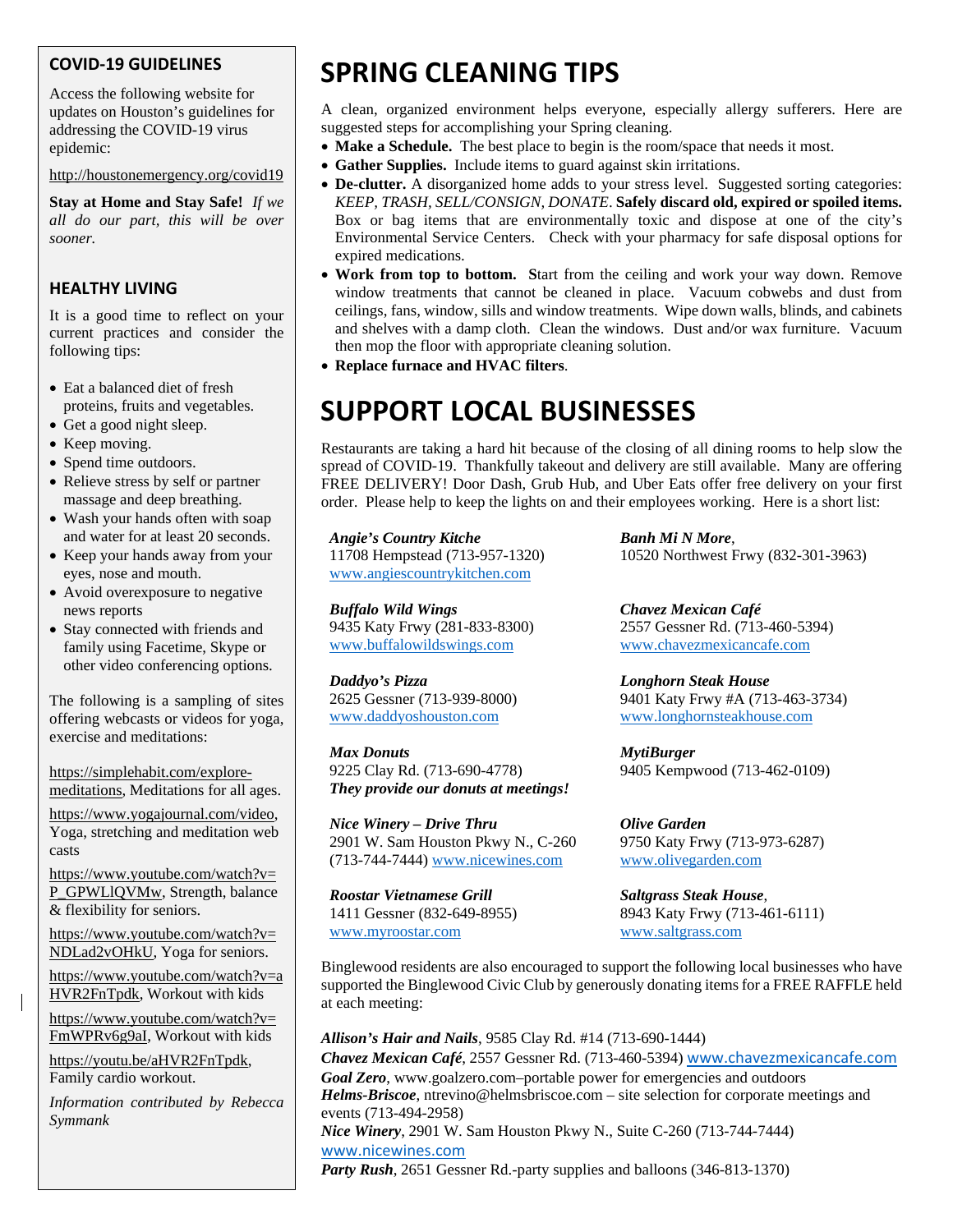## COVID-19 GUIDELINES

Access the following website for updates on Houston's guidelines for addressing the COVID-19 virus epidemic:

http://houstonemergency.org/covid19

**Stay at Home and Stay Safe!** *If we all do our part, this will be over sooner.*

## HEALTHY LIVING

It is a good time to reflect on your current practices and consider the following tips:

- Eat a balanced diet of fresh proteins, fruits and vegetables.
- Get a good night sleep.
- Keep moving.
- Spend time outdoors.
- Relieve stress by self or partner massage and deep breathing.
- Wash your hands often with soap and water for at least 20 seconds.
- Keep your hands away from your eyes, nose and mouth.
- Avoid overexposure to negative news reports
- Stay connected with friends and family using Facetime, Skype or other video conferencing options.

The following is a sampling of sites offering webcasts or videos for yoga, exercise and meditations:

https://simplehabit.com/explore-meditations, Meditations for all ages.

https://www.yogajournal.com/video, Yoga, stretching and meditation web casts

https://www.youtube.com/watch?v=P_GPWLlQVMw, Strength, balance & flexibility for seniors.

https://www.youtube.com/watch?v=NDLad2vOHkU, Yoga for seniors.

https://www.youtube.com/watch?v=aHVR2FnTpdk, Workout with kids

https://www.youtube.com/watch?v=FmWPRv6g9aI, Workout with kids

https://youtu.be/aHVR2FnTpdk, Family cardio workout.

*Information contributed by Rebecca Symmank*

# SPRING CLEANING TIPS

A clean, organized environment helps everyone, especially allergy sufferers. Here are suggested steps for accomplishing your Spring cleaning.

- **Make a Schedule.** The best place to begin is the room/space that needs it most.
- **Gather Supplies.** Include items to guard against skin irritations.
- **De-clutter.** A disorganized home adds to your stress level. Suggested sorting categories: *KEEP, TRASH, SELL/CONSIGN, DONATE*. **Safely discard old, expired or spoiled items.** Box or bag items that are environmentally toxic and dispose at one of the city's Environmental Service Centers. Check with your pharmacy for safe disposal options for expired medications.
- **Work from top to bottom. S**tart from the ceiling and work your way down. Remove window treatments that cannot be cleaned in place. Vacuum cobwebs and dust from ceilings, fans, window, sills and window treatments. Wipe down walls, blinds, and cabinets and shelves with a damp cloth. Clean the windows. Dust and/or wax furniture. Vacuum then mop the floor with appropriate cleaning solution.
- **Replace furnace and HVAC filters**.

# SUPPORT LOCAL BUSINESSES

Restaurants are taking a hard hit because of the closing of all dining rooms to help slow the spread of COVID-19. Thankfully takeout and delivery are still available. Many are offering FREE DELIVERY! Door Dash, Grub Hub, and Uber Eats offer free delivery on your first order. Please help to keep the lights on and their employees working. Here is a short list:

***Angie's Country Kitche***
11708 Hempstead (713-957-1320)
www.angiescountrykitchen.com

***Banh Mi N More***,
10520 Northwest Frwy (832-301-3963)

***Buffalo Wild Wings***
9435 Katy Frwy (281-833-8300)
www.buffalowildswings.com

***Chavez Mexican Café***
2557 Gessner Rd. (713-460-5394)
www.chavezmexicancafe.com

***Daddyo's Pizza***
2625 Gessner (713-939-8000)
www.daddyoshouston.com

***Longhorn Steak House***
9401 Katy Frwy #A (713-463-3734)
www.longhornsteakhouse.com

***Max Donuts***
9225 Clay Rd. (713-690-4778)
***They provide our donuts at meetings!***

***MytiBurger***
9405 Kempwood (713-462-0109)

***Nice Winery – Drive Thru***
2901 W. Sam Houston Pkwy N., C-260
(713-744-7444) www.nicewines.com

***Olive Garden***
9750 Katy Frwy (713-973-6287)
www.olivegarden.com

***Roostar Vietnamese Grill***
1411 Gessner (832-649-8955)
www.myroostar.com

***Saltgrass Steak House***,
8943 Katy Frwy (713-461-6111)
www.saltgrass.com

Binglewood residents are also encouraged to support the following local businesses who have supported the Binglewood Civic Club by generously donating items for a FREE RAFFLE held at each meeting:

***Allison's Hair and Nails***, 9585 Clay Rd. #14 (713-690-1444)
***Chavez Mexican Café***, 2557 Gessner Rd. (713-460-5394) www.chavezmexicancafe.com
***Goal Zero***, www.goalzero.com–portable power for emergencies and outdoors
***Helms-Briscoe***, ntrevino@helmsbriscoe.com – site selection for corporate meetings and events (713-494-2958)
***Nice Winery***, 2901 W. Sam Houston Pkwy N., Suite C-260 (713-744-7444) www.nicewines.com
***Party Rush***, 2651 Gessner Rd.-party supplies and balloons (346-813-1370)